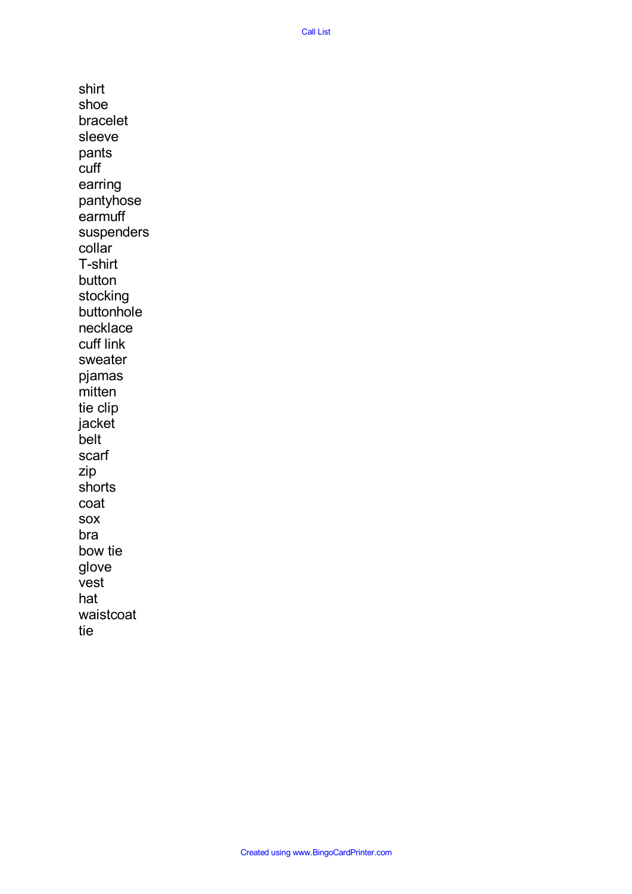Call List

shirt
shoe
bracelet
sleeve
pants
cuff
earring
pantyhose
earmuff
suspenders
collar
T-shirt
button
stocking
buttonhole
necklace
cuff link
sweater
pjamas
mitten
tie clip
jacket
belt
scarf
zip
shorts
coat
sox
bra
bow tie
glove
vest
hat
waistcoat
tie

Created using www.BingoCardPrinter.com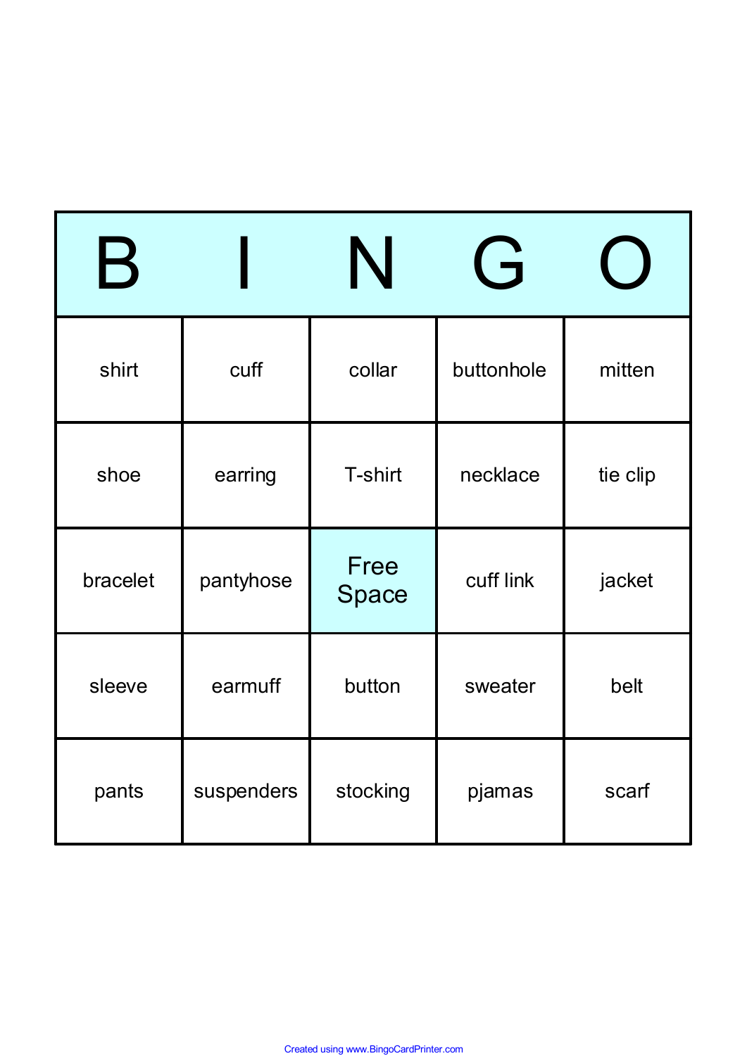| B | I | N | G | O |
|---|---|---|---|---|
| shirt | cuff | collar | buttonhole | mitten |
| shoe | earring | T-shirt | necklace | tie clip |
| bracelet | pantyhose | Free Space | cuff link | jacket |
| sleeve | earmuff | button | sweater | belt |
| pants | suspenders | stocking | pjamas | scarf |

Created using www.BingoCardPrinter.com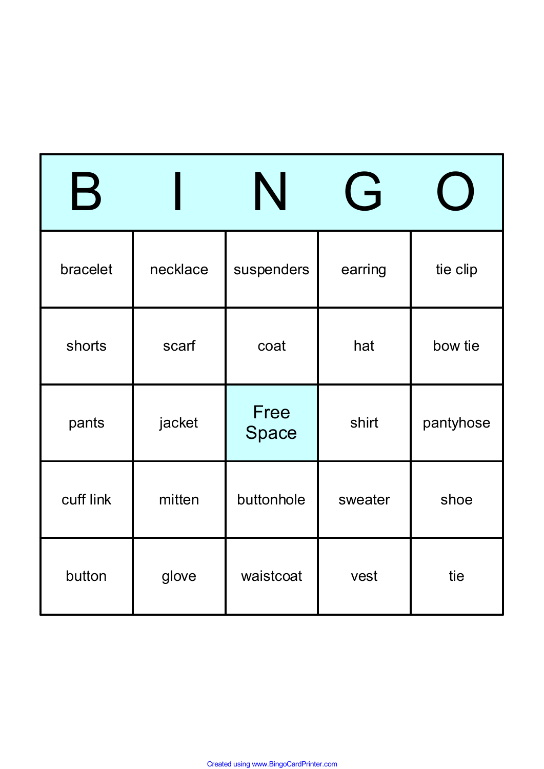| B | I | N | G | O |
|---|---|---|---|---|
| bracelet | necklace | suspenders | earring | tie clip |
| shorts | scarf | coat | hat | bow tie |
| pants | jacket | Free Space | shirt | pantyhose |
| cuff link | mitten | buttonhole | sweater | shoe |
| button | glove | waistcoat | vest | tie |

Created using www.BingoCardPrinter.com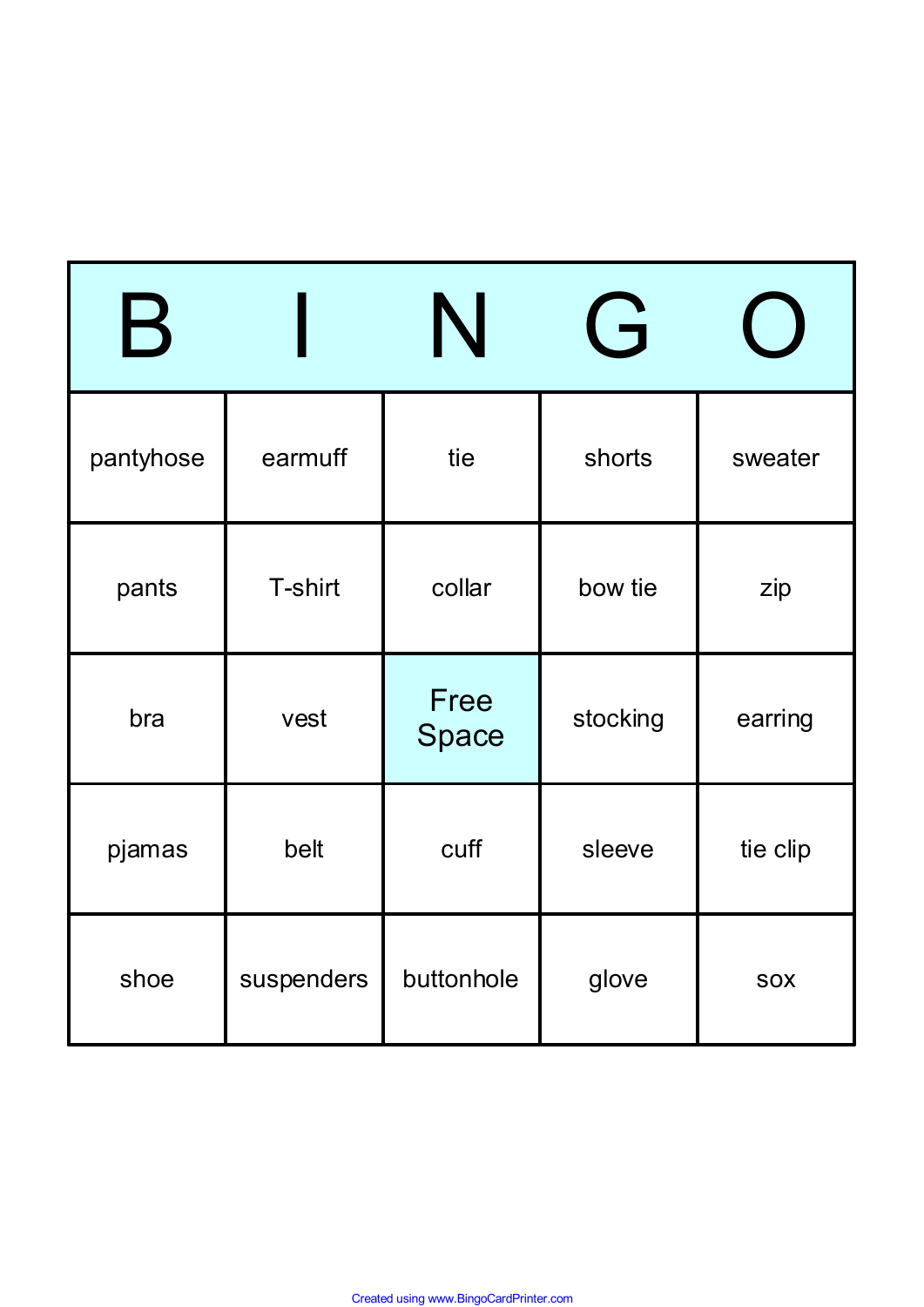| B | I | N | G | O |
| --- | --- | --- | --- | --- |
| pantyhose | earmuff | tie | shorts | sweater |
| pants | T-shirt | collar | bow tie | zip |
| bra | vest | Free Space | stocking | earring |
| pjamas | belt | cuff | sleeve | tie clip |
| shoe | suspenders | buttonhole | glove | sox |

Created using www.BingoCardPrinter.com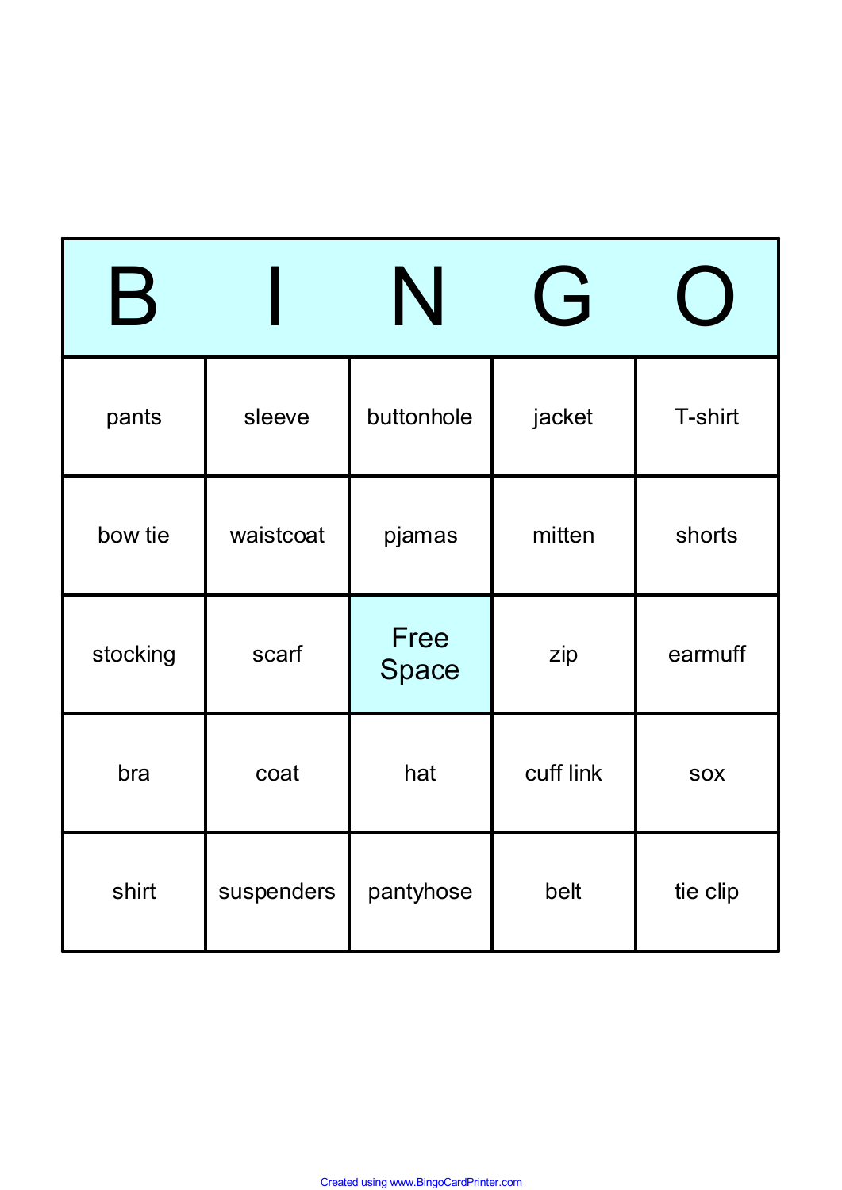| B | I | N | G | O |
|---|---|---|---|---|
| pants | sleeve | buttonhole | jacket | T-shirt |
| bow tie | waistcoat | pjamas | mitten | shorts |
| stocking | scarf | Free Space | zip | earmuff |
| bra | coat | hat | cuff link | sox |
| shirt | suspenders | pantyhose | belt | tie clip |

Created using www.BingoCardPrinter.com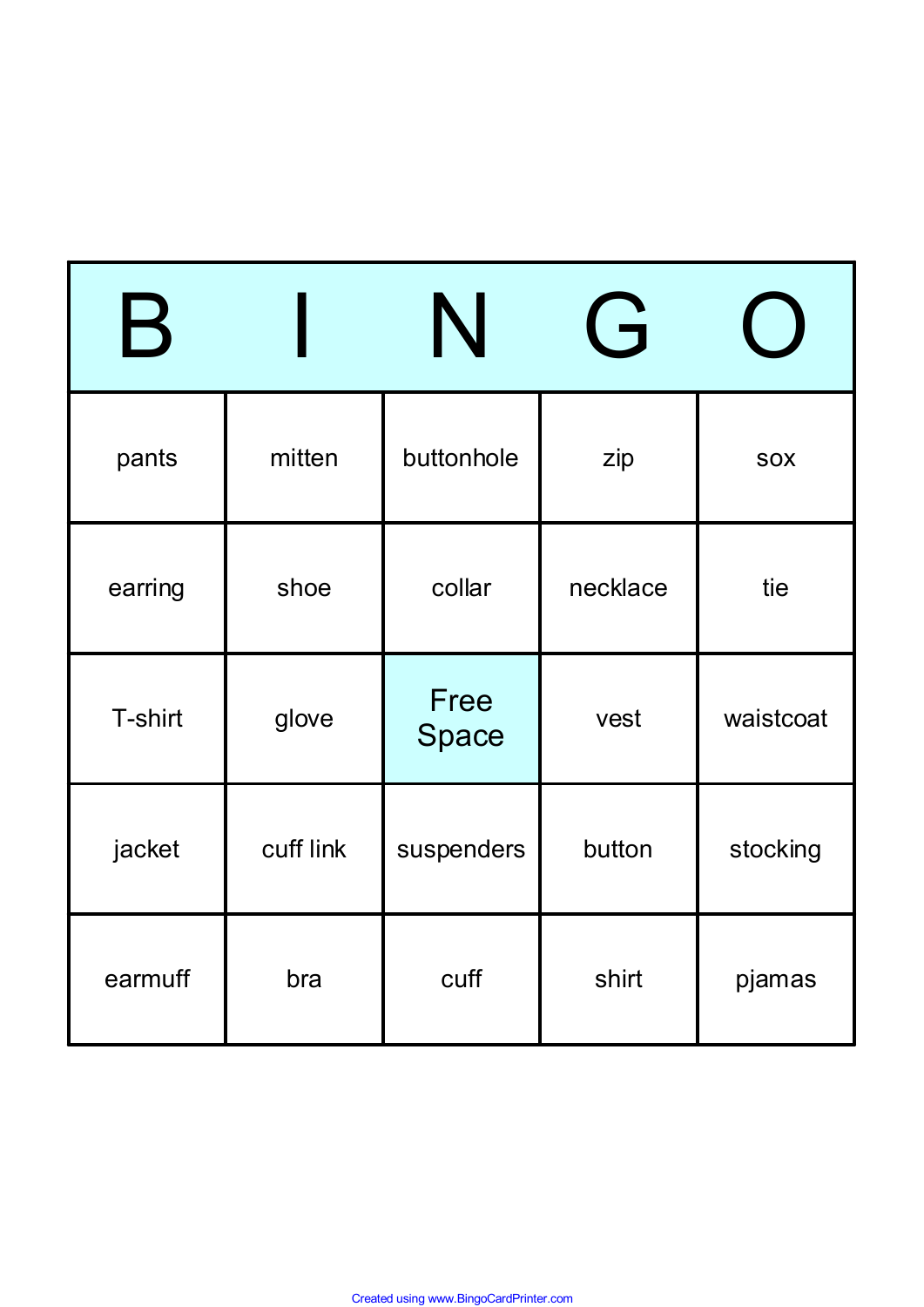| B | I | N | G | O |
|---|---|---|---|---|
| pants | mitten | buttonhole | zip | sox |
| earring | shoe | collar | necklace | tie |
| T-shirt | glove | Free Space | vest | waistcoat |
| jacket | cuff link | suspenders | button | stocking |
| earmuff | bra | cuff | shirt | pjamas |

Created using www.BingoCardPrinter.com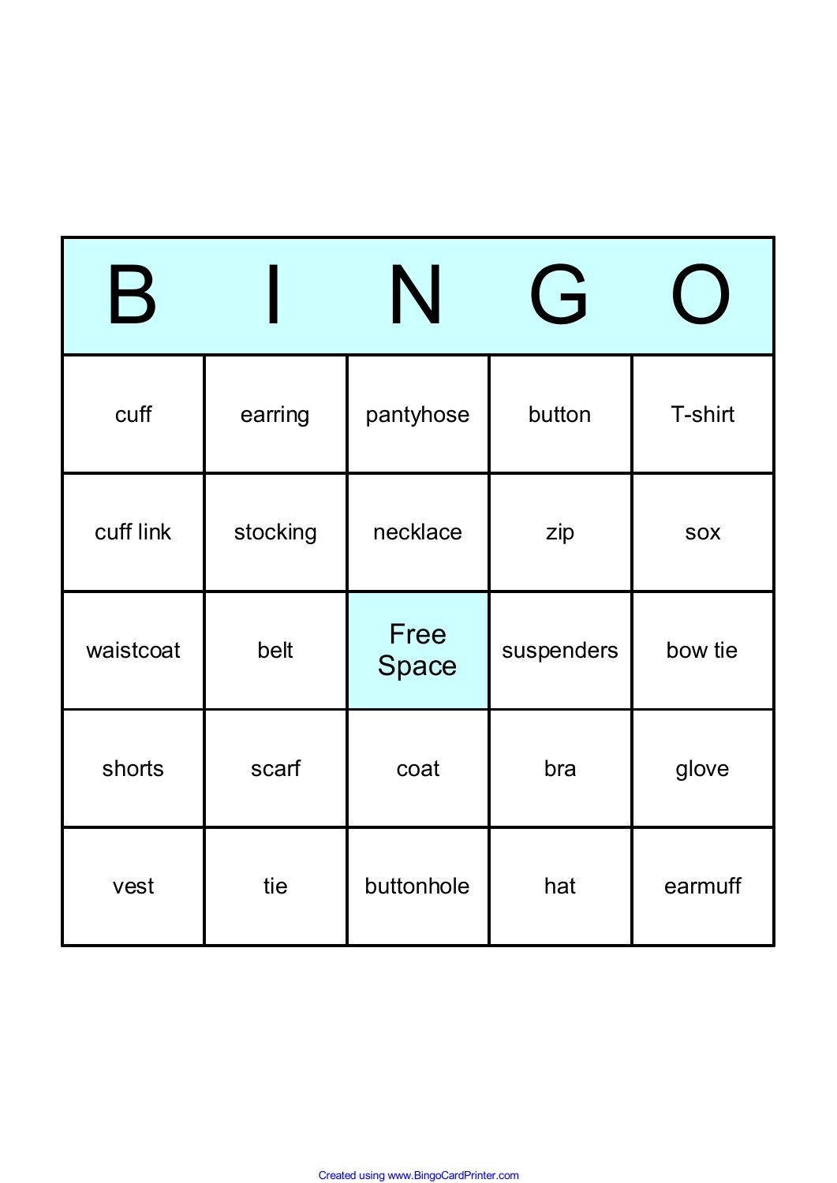| B | I | N | G | O |
| --- | --- | --- | --- | --- |
| cuff | earring | pantyhose | button | T-shirt |
| cuff link | stocking | necklace | zip | sox |
| waistcoat | belt | Free Space | suspenders | bow tie |
| shorts | scarf | coat | bra | glove |
| vest | tie | buttonhole | hat | earmuff |

Created using www.BingoCardPrinter.com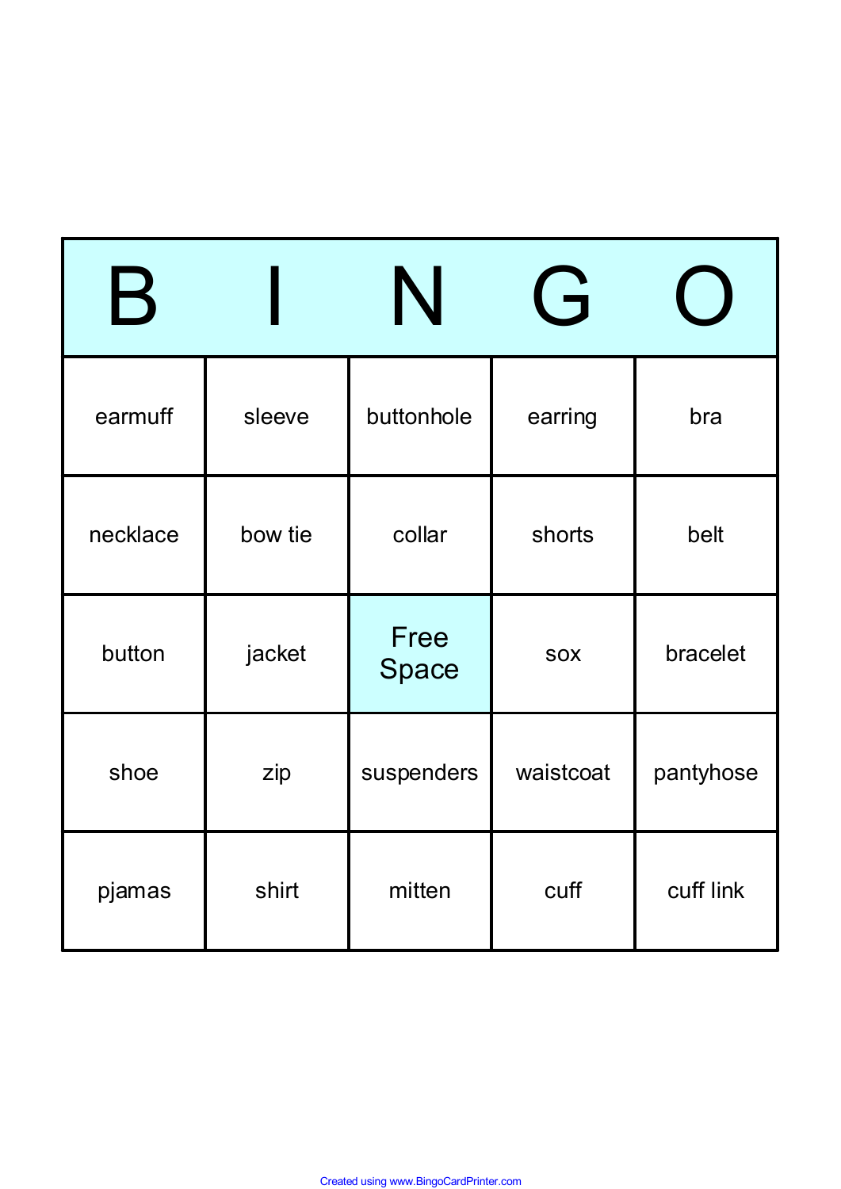| B | I | N | G | O |
|---|---|---|---|---|
| earmuff | sleeve | buttonhole | earring | bra |
| necklace | bow tie | collar | shorts | belt |
| button | jacket | Free Space | sox | bracelet |
| shoe | zip | suspenders | waistcoat | pantyhose |
| pjamas | shirt | mitten | cuff | cuff link |

Created using www.BingoCardPrinter.com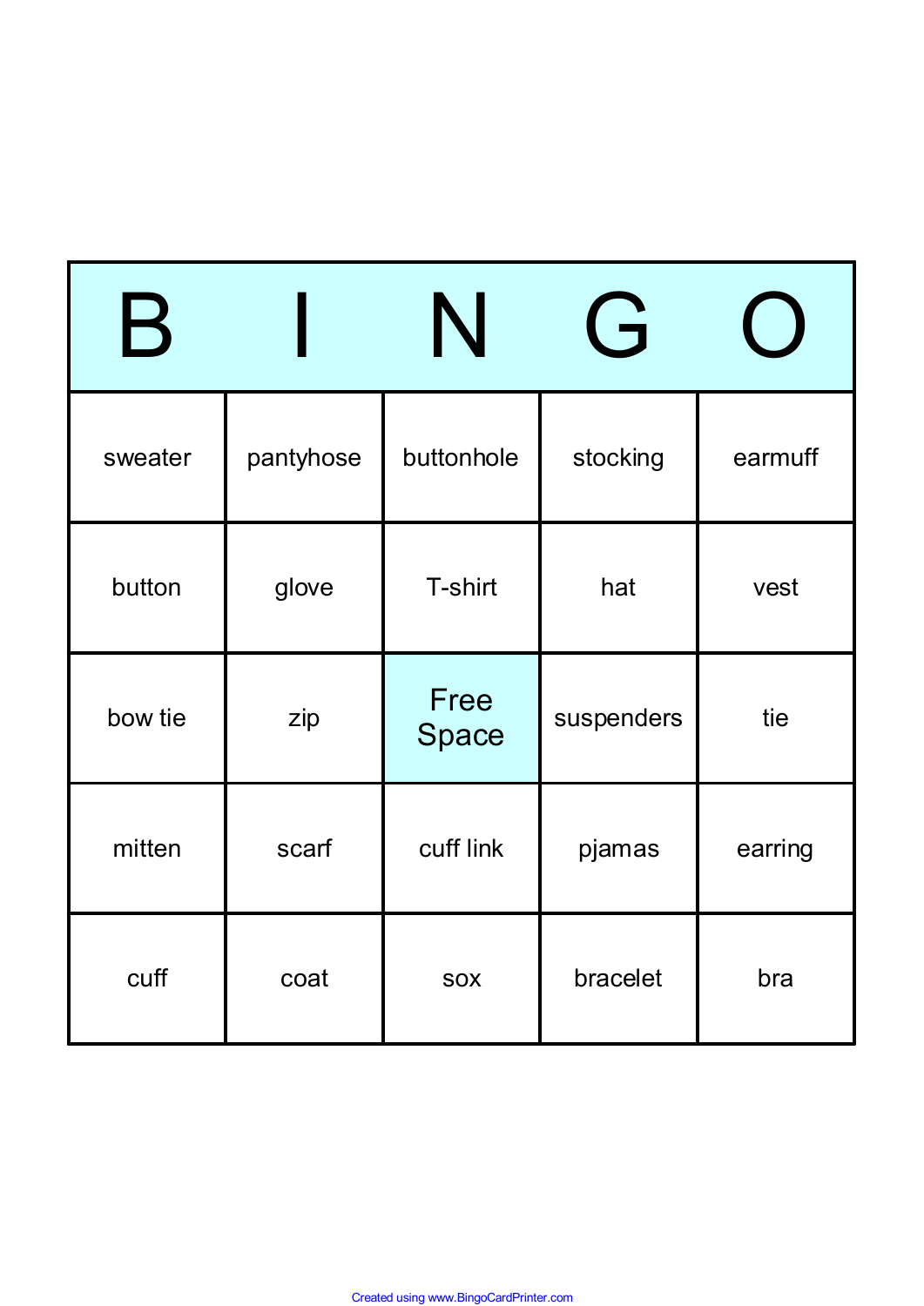| B | I | N | G | O |
|---|---|---|---|---|
| sweater | pantyhose | buttonhole | stocking | earmuff |
| button | glove | T-shirt | hat | vest |
| bow tie | zip | Free Space | suspenders | tie |
| mitten | scarf | cuff link | pjamas | earring |
| cuff | coat | sox | bracelet | bra |

Created using www.BingoCardPrinter.com